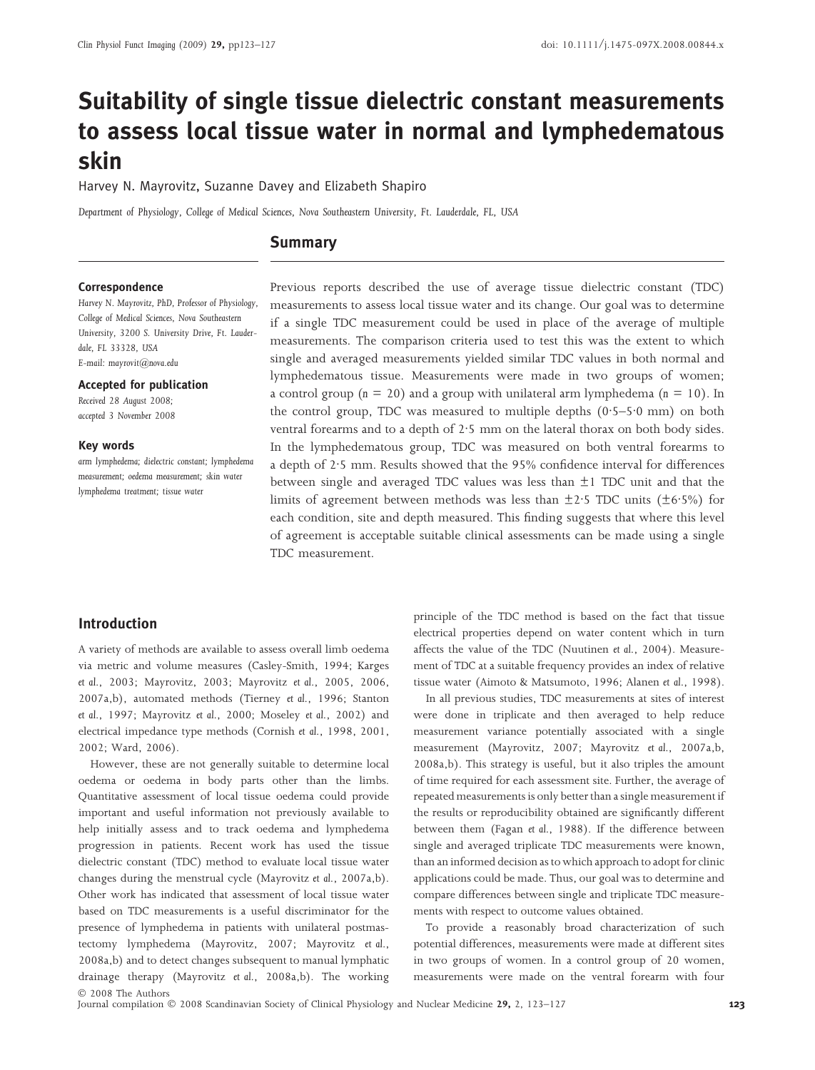# Suitability of single tissue dielectric constant measurements to assess local tissue water in normal and lymphedematous skin

Harvey N. Mayrovitz, Suzanne Davey and Elizabeth Shapiro

*Department of Physiology, College of Medical Sciences, Nova Southeastern University, Ft. Lauderdale, FL, USA*

**Correspondence**

Harvey N. Mayrovitz, PhD, Professor of Physiology, College of Medical Sciences, Nova Southeastern University, 3200 S. University Drive, Ft. Lauderdale, FL 33328, USA
E-mail: mayrovit@nova.edu

**Accepted for publication**

*Received 28 August 2008;*
*accepted 3 November 2008*

**Key words**

arm lymphedema; dielectric constant; lymphedema measurement; oedema measurement; skin water lymphedema treatment; tissue water

## Summary

Previous reports described the use of average tissue dielectric constant (TDC) measurements to assess local tissue water and its change. Our goal was to determine if a single TDC measurement could be used in place of the average of multiple measurements. The comparison criteria used to test this was the extent to which single and averaged measurements yielded similar TDC values in both normal and lymphedematous tissue. Measurements were made in two groups of women; a control group ($n = 20$) and a group with unilateral arm lymphedema ($n = 10$). In the control group, TDC was measured to multiple depths (0·5–5·0 mm) on both ventral forearms and to a depth of 2·5 mm on the lateral thorax on both body sides. In the lymphedematous group, TDC was measured on both ventral forearms to a depth of 2·5 mm. Results showed that the 95% confidence interval for differences between single and averaged TDC values was less than ±1 TDC unit and that the limits of agreement between methods was less than ±2·5 TDC units (±6·5%) for each condition, site and depth measured. This finding suggests that where this level of agreement is acceptable suitable clinical assessments can be made using a single TDC measurement.

## Introduction

A variety of methods are available to assess overall limb oedema via metric and volume measures (Casley-Smith, 1994; Karges *et al.*, 2003; Mayrovitz, 2003; Mayrovitz *et al.*, 2005, 2006, 2007a,b), automated methods (Tierney *et al.*, 1996; Stanton *et al.*, 1997; Mayrovitz *et al.*, 2000; Moseley *et al.*, 2002) and electrical impedance type methods (Cornish *et al.*, 1998, 2001, 2002; Ward, 2006).

However, these are not generally suitable to determine local oedema or oedema in body parts other than the limbs. Quantitative assessment of local tissue oedema could provide important and useful information not previously available to help initially assess and to track oedema and lymphedema progression in patients. Recent work has used the tissue dielectric constant (TDC) method to evaluate local tissue water changes during the menstrual cycle (Mayrovitz *et al.*, 2007a,b). Other work has indicated that assessment of local tissue water based on TDC measurements is a useful discriminator for the presence of lymphedema in patients with unilateral postmastectomy lymphedema (Mayrovitz, 2007; Mayrovitz *et al.*, 2008a,b) and to detect changes subsequent to manual lymphatic drainage therapy (Mayrovitz *et al.*, 2008a,b). The working principle of the TDC method is based on the fact that tissue electrical properties depend on water content which in turn affects the value of the TDC (Nuutinen *et al.*, 2004). Measurement of TDC at a suitable frequency provides an index of relative tissue water (Aimoto & Matsumoto, 1996; Alanen *et al.*, 1998).

In all previous studies, TDC measurements at sites of interest were done in triplicate and then averaged to help reduce measurement variance potentially associated with a single measurement (Mayrovitz, 2007; Mayrovitz *et al.*, 2007a,b, 2008a,b). This strategy is useful, but it also triples the amount of time required for each assessment site. Further, the average of repeated measurements is only better than a single measurement if the results or reproducibility obtained are significantly different between them (Fagan *et al.*, 1988). If the difference between single and averaged triplicate TDC measurements were known, than an informed decision as to which approach to adopt for clinic applications could be made. Thus, our goal was to determine and compare differences between single and triplicate TDC measurements with respect to outcome values obtained.

To provide a reasonably broad characterization of such potential differences, measurements were made at different sites in two groups of women. In a control group of 20 women, measurements were made on the ventral forearm with four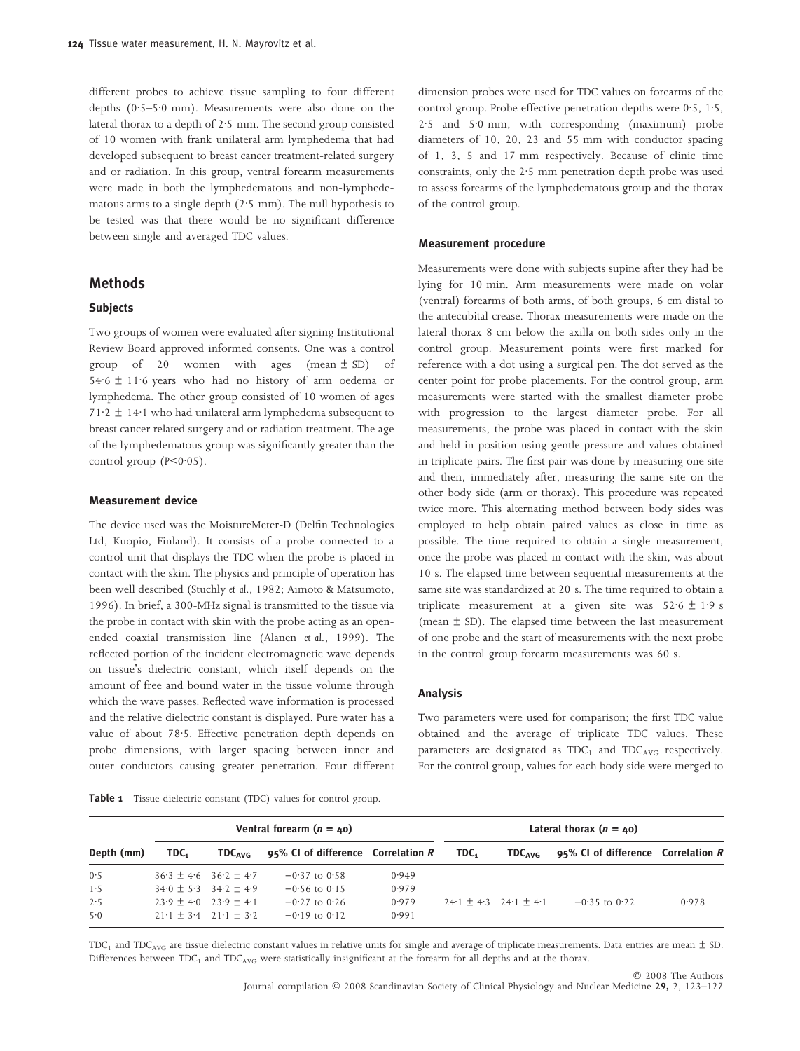different probes to achieve tissue sampling to four different depths (0·5–5·0 mm). Measurements were also done on the lateral thorax to a depth of 2·5 mm. The second group consisted of 10 women with frank unilateral arm lymphedema that had developed subsequent to breast cancer treatment-related surgery and or radiation. In this group, ventral forearm measurements were made in both the lymphedematous and non-lymphedematous arms to a single depth (2·5 mm). The null hypothesis to be tested was that there would be no significant difference between single and averaged TDC values.

## Methods

### Subjects

Two groups of women were evaluated after signing Institutional Review Board approved informed consents. One was a control group of 20 women with ages (mean ± SD) of 54·6 ± 11·6 years who had no history of arm oedema or lymphedema. The other group consisted of 10 women of ages 71·2 ± 14·1 who had unilateral arm lymphedema subsequent to breast cancer related surgery and or radiation treatment. The age of the lymphedematous group was significantly greater than the control group ($P<0{\cdot}05$).

### Measurement device

The device used was the MoistureMeter-D (Delfin Technologies Ltd, Kuopio, Finland). It consists of a probe connected to a control unit that displays the TDC when the probe is placed in contact with the skin. The physics and principle of operation has been well described (Stuchly *et al.*, 1982; Aimoto & Matsumoto, 1996). In brief, a 300-MHz signal is transmitted to the tissue via the probe in contact with skin with the probe acting as an open-ended coaxial transmission line (Alanen *et al.*, 1999). The reflected portion of the incident electromagnetic wave depends on tissue's dielectric constant, which itself depends on the amount of free and bound water in the tissue volume through which the wave passes. Reflected wave information is processed and the relative dielectric constant is displayed. Pure water has a value of about 78·5. Effective penetration depth depends on probe dimensions, with larger spacing between inner and outer conductors causing greater penetration. Four different dimension probes were used for TDC values on forearms of the control group. Probe effective penetration depths were 0·5, 1·5, 2·5 and 5·0 mm, with corresponding (maximum) probe diameters of 10, 20, 23 and 55 mm with conductor spacing of 1, 3, 5 and 17 mm respectively. Because of clinic time constraints, only the 2·5 mm penetration depth probe was used to assess forearms of the lymphedematous group and the thorax of the control group.

### Measurement procedure

Measurements were done with subjects supine after they had be lying for 10 min. Arm measurements were made on volar (ventral) forearms of both arms, of both groups, 6 cm distal to the antecubital crease. Thorax measurements were made on the lateral thorax 8 cm below the axilla on both sides only in the control group. Measurement points were first marked for reference with a dot using a surgical pen. The dot served as the center point for probe placements. For the control group, arm measurements were started with the smallest diameter probe with progression to the largest diameter probe. For all measurements, the probe was placed in contact with the skin and held in position using gentle pressure and values obtained in triplicate-pairs. The first pair was done by measuring one site and then, immediately after, measuring the same site on the other body side (arm or thorax). This procedure was repeated twice more. This alternating method between body sides was employed to help obtain paired values as close in time as possible. The time required to obtain a single measurement, once the probe was placed in contact with the skin, was about 10 s. The elapsed time between sequential measurements at the same site was standardized at 20 s. The time required to obtain a triplicate measurement at a given site was 52·6 ± 1·9 s (mean ± SD). The elapsed time between the last measurement of one probe and the start of measurements with the next probe in the control group forearm measurements was 60 s.

### Analysis

Two parameters were used for comparison; the first TDC value obtained and the average of triplicate TDC values. These parameters are designated as $TDC_1$ and $TDC_{AVG}$ respectively. For the control group, values for each body side were merged to

**Table 1** Tissue dielectric constant (TDC) values for control group.

| | Ventral forearm ($n$ = 40) | | | | Lateral thorax ($n$ = 40) | | | |
|---|---|---|---|---|---|---|---|---|
| Depth (mm) | $TDC_1$ | $TDC_{AVG}$ | 95% CI of difference | Correlation $R$ | $TDC_1$ | $TDC_{AVG}$ | 95% CI of difference | Correlation $R$ |
| 0·5 | 36·3 ± 4·6 | 36·2 ± 4·7 | −0·37 to 0·58 | 0·949 | | | | |
| 1·5 | 34·0 ± 5·3 | 34·2 ± 4·9 | −0·56 to 0·15 | 0·979 | | | | |
| 2·5 | 23·9 ± 4·0 | 23·9 ± 4·1 | −0·27 to 0·26 | 0·979 | 24·1 ± 4·3 | 24·1 ± 4·1 | −0·35 to 0·22 | 0·978 |
| 5·0 | 21·1 ± 3·4 | 21·1 ± 3·2 | −0·19 to 0·12 | 0·991 | | | | |

$TDC_1$ and $TDC_{AVG}$ are tissue dielectric constant values in relative units for single and average of triplicate measurements. Data entries are mean ± SD. Differences between $TDC_1$ and $TDC_{AVG}$ were statistically insignificant at the forearm for all depths and at the thorax.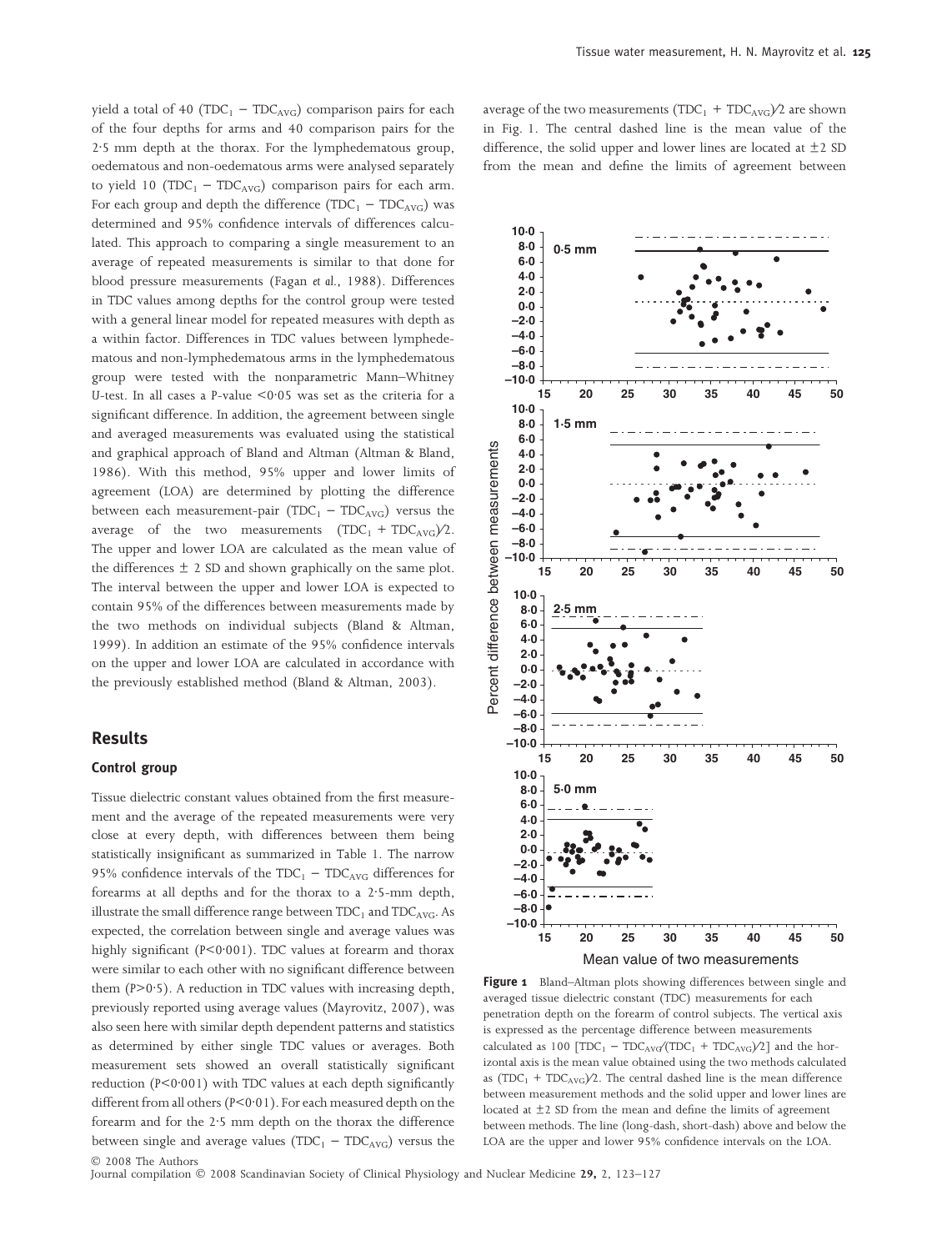yield a total of 40 ($TDC_1 - TDC_{AVG}$) comparison pairs for each of the four depths for arms and 40 comparison pairs for the 2·5 mm depth at the thorax. For the lymphedematous group, oedematous and non-oedematous arms were analysed separately to yield 10 ($TDC_1 - TDC_{AVG}$) comparison pairs for each arm. For each group and depth the difference ($TDC_1 - TDC_{AVG}$) was determined and 95% confidence intervals of differences calculated. This approach to comparing a single measurement to an average of repeated measurements is similar to that done for blood pressure measurements (Fagan *et al.*, 1988). Differences in TDC values among depths for the control group were tested with a general linear model for repeated measures with depth as a within factor. Differences in TDC values between lymphedematous and non-lymphedematous arms in the lymphedematous group were tested with the nonparametric Mann–Whitney U-test. In all cases a P-value <0·05 was set as the criteria for a significant difference. In addition, the agreement between single and averaged measurements was evaluated using the statistical and graphical approach of Bland and Altman (Altman & Bland, 1986). With this method, 95% upper and lower limits of agreement (LOA) are determined by plotting the difference between each measurement-pair ($TDC_1 - TDC_{AVG}$) versus the average of the two measurements ($(TDC_1 + TDC_{AVG})/2$). The upper and lower LOA are calculated as the mean value of the differences ± 2 SD and shown graphically on the same plot. The interval between the upper and lower LOA is expected to contain 95% of the differences between measurements made by the two methods on individual subjects (Bland & Altman, 1999). In addition an estimate of the 95% confidence intervals on the upper and lower LOA are calculated in accordance with the previously established method (Bland & Altman, 2003).

## Results

### Control group

Tissue dielectric constant values obtained from the first measurement and the average of the repeated measurements were very close at every depth, with differences between them being statistically insignificant as summarized in Table 1. The narrow 95% confidence intervals of the $TDC_1 - TDC_{AVG}$ differences for forearms at all depths and for the thorax to a 2·5-mm depth, illustrate the small difference range between $TDC_1$ and $TDC_{AVG}$. As expected, the correlation between single and average values was highly significant ($P<0·001$). TDC values at forearm and thorax were similar to each other with no significant difference between them ($P>0·5$). A reduction in TDC values with increasing depth, previously reported using average values (Mayrovitz, 2007), was also seen here with similar depth dependent patterns and statistics as determined by either single TDC values or averages. Both measurement sets showed an overall statistically significant reduction ($P<0·001$) with TDC values at each depth significantly different from all others ($P<0·01$). For each measured depth on the forearm and for the 2·5 mm depth on the thorax the difference between single and average values ($TDC_1 - TDC_{AVG}$) versus the average of the two measurements ($(TDC_1 + TDC_{AVG})/2$) are shown in Fig. 1. The central dashed line is the mean value of the difference, the solid upper and lower lines are located at ±2 SD from the mean and define the limits of agreement between

**Figure 1** Bland–Altman plots showing differences between single and averaged tissue dielectric constant (TDC) measurements for each penetration depth on the forearm of control subjects. The vertical axis is expressed as the percentage difference between measurements calculated as $100\ [TDC_1 - TDC_{AVG}/(TDC_1 + TDC_{AVG})/2]$ and the horizontal axis is the mean value obtained using the two methods calculated as $(TDC_1 + TDC_{AVG})/2$. The central dashed line is the mean difference between measurement methods and the solid upper and lower lines are located at ±2 SD from the mean and define the limits of agreement between methods. The line (long-dash, short-dash) above and below the LOA are the upper and lower 95% confidence intervals on the LOA.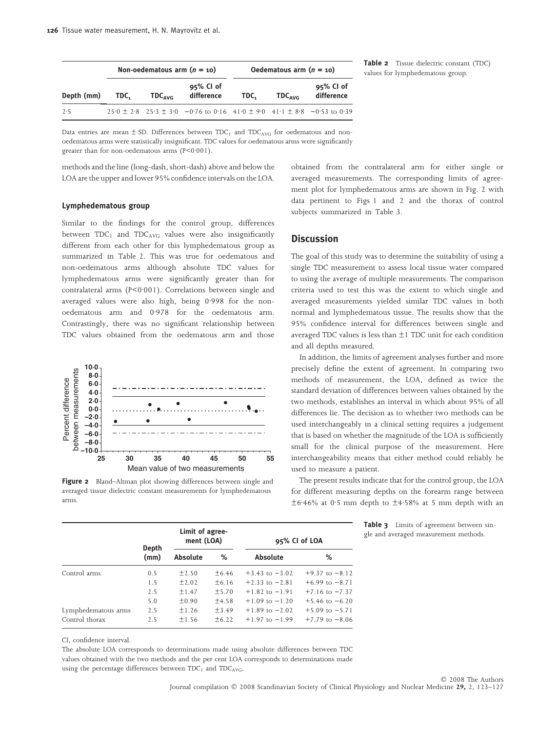| | Non-oedematous arm ($n$ = 10) | | | Oedematous arm ($n$ = 10) | | |
|---|---|---|---|---|---|---|
| Depth (mm) | $TDC_1$ | $TDC_{AVG}$ | 95% CI of difference | $TDC_1$ | $TDC_{AVG}$ | 95% CI of difference |
| 2·5 | 25·0 ± 2·8 | 25·3 ± 3·0 | −0·76 to 0·16 | 41·0 ± 9·0 | 41·1 ± 8·8 | −0·53 to 0·39 |

**Table 2** Tissue dielectric constant (TDC) values for lymphedematous group.

Data entries are mean ± SD. Differences between $TDC_1$ and $TDC_{AVG}$ for oedematous and non-oedematous arms were statistically insignificant. TDC values for oedematous arms were significantly greater than for non-oedematous arms ($P<0·001$).

methods and the line (long-dash, short-dash) above and below the LOA are the upper and lower 95% confidence intervals on the LOA.

### Lymphedematous group

Similar to the findings for the control group, differences between $TDC_1$ and $TDC_{AVG}$ values were also insignificantly different from each other for this lymphedematous group as summarized in Table 2. This was true for oedematous and non-oedematous arms although absolute TDC values for lymphedematous arms were significantly greater than for contralateral arms ($P<0·001$). Correlations between single and averaged values were also high, being 0·998 for the non-oedematous arm and 0·978 for the oedematous arm. Contrastingly, there was no significant relationship between TDC values obtained from the oedematous arm and those obtained from the contralateral arm for either single or averaged measurements. The corresponding limits of agreement plot for lymphedematous arms are shown in Fig. 2 with data pertinent to Figs 1 and 2 and the thorax of control subjects summarized in Table 3.

**Figure 2** Bland–Altman plot showing differences between single and averaged tissue dielectric constant measurements for lymphedematous arms.

## Discussion

The goal of this study was to determine the suitability of using a single TDC measurement to assess local tissue water compared to using the average of multiple measurements. The comparison criteria used to test this was the extent to which single and averaged measurements yielded similar TDC values in both normal and lymphedematous tissue. The results show that the 95% confidence interval for differences between single and averaged TDC values is less than ±1 TDC unit for each condition and all depths measured.

In addition, the limits of agreement analyses further and more precisely define the extent of agreement. In comparing two methods of measurement, the LOA, defined as twice the standard deviation of differences between values obtained by the two methods, establishes an interval in which about 95% of all differences lie. The decision as to whether two methods can be used interchangeably in a clinical setting requires a judgement that is based on whether the magnitude of the LOA is sufficiently small for the clinical purpose of the measurement. Here interchangeability means that either method could reliably be used to measure a patient.

The present results indicate that for the control group, the LOA for different measuring depths on the forearm range between ±6·46% at 0·5 mm depth to ±4·58% at 5 mm depth with an

| | Depth (mm) | Limit of agreement (LOA) | | 95% CI of LOA | |
|---|---|---|---|---|---|
| | | Absolute | % | Absolute | % |
| Control arms | 0.5 | ±2.50 | ±6.46 | +3.43 to −3.02 | +9.37 to −8.12 |
| | 1.5 | ±2.02 | ±6.16 | +2.33 to −2.81 | +6.99 to −8.71 |
| | 2.5 | ±1.47 | ±5.70 | +1.82 to −1.91 | +7.16 to −7.37 |
| | 5.0 | ±0.90 | ±4.58 | +1.09 to −1.20 | +5.46 to −6.20 |
| Lymphedematous arms | 2.5 | ±1.26 | ±3.49 | +1.89 to −2.02 | +5.09 to −5.71 |
| Control thorax | 2.5 | ±1.56 | ±6.22 | +1.97 to −1.99 | +7.79 to −8.06 |

**Table 3** Limits of agreement between single and averaged measurement methods.

CI, confidence interval.

The absolute LOA corresponds to determinations made using absolute differences between TDC values obtained with the two methods and the per cent LOA corresponds to determinations made using the percentage differences between $TDC_1$ and $TDC_{AVG}$.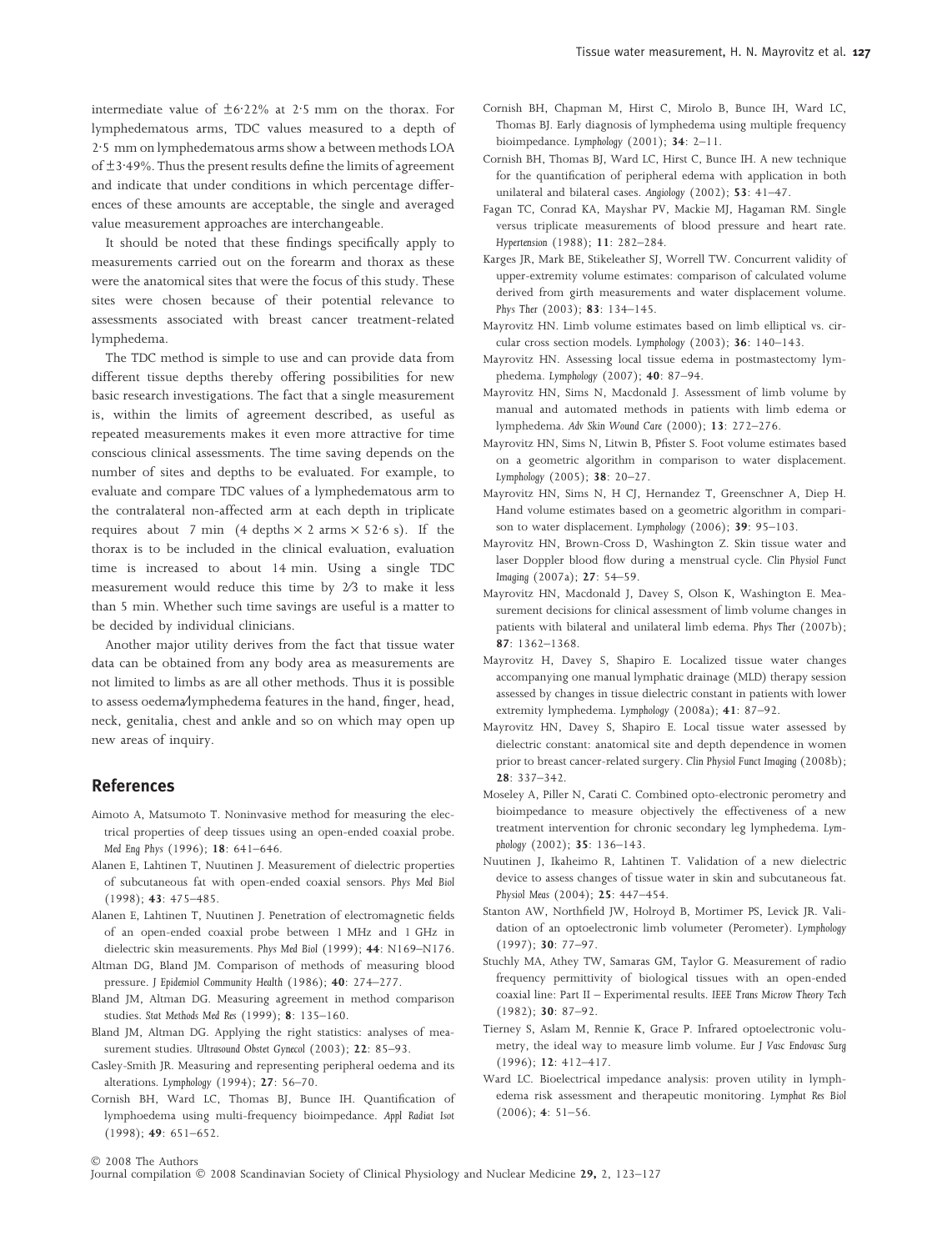intermediate value of ±6·22% at 2·5 mm on the thorax. For lymphedematous arms, TDC values measured to a depth of 2·5 mm on lymphedematous arms show a between methods LOA of ±3·49%. Thus the present results define the limits of agreement and indicate that under conditions in which percentage differences of these amounts are acceptable, the single and averaged value measurement approaches are interchangeable.

It should be noted that these findings specifically apply to measurements carried out on the forearm and thorax as these were the anatomical sites that were the focus of this study. These sites were chosen because of their potential relevance to assessments associated with breast cancer treatment-related lymphedema.

The TDC method is simple to use and can provide data from different tissue depths thereby offering possibilities for new basic research investigations. The fact that a single measurement is, within the limits of agreement described, as useful as repeated measurements makes it even more attractive for time conscious clinical assessments. The time saving depends on the number of sites and depths to be evaluated. For example, to evaluate and compare TDC values of a lymphedematous arm to the contralateral non-affected arm at each depth in triplicate requires about 7 min (4 depths × 2 arms × 52·6 s). If the thorax is to be included in the clinical evaluation, evaluation time is increased to about 14 min. Using a single TDC measurement would reduce this time by 2⁄3 to make it less than 5 min. Whether such time savings are useful is a matter to be decided by individual clinicians.

Another major utility derives from the fact that tissue water data can be obtained from any body area as measurements are not limited to limbs as are all other methods. Thus it is possible to assess oedema⁄lymphedema features in the hand, finger, head, neck, genitalia, chest and ankle and so on which may open up new areas of inquiry.

## References

Aimoto A, Matsumoto T. Noninvasive method for measuring the electrical properties of deep tissues using an open-ended coaxial probe. *Med Eng Phys* (1996); **18**: 641–646.

Alanen E, Lahtinen T, Nuutinen J. Measurement of dielectric properties of subcutaneous fat with open-ended coaxial sensors. *Phys Med Biol* (1998); **43**: 475–485.

Alanen E, Lahtinen T, Nuutinen J. Penetration of electromagnetic fields of an open-ended coaxial probe between 1 MHz and 1 GHz in dielectric skin measurements. *Phys Med Biol* (1999); **44**: N169–N176.

Altman DG, Bland JM. Comparison of methods of measuring blood pressure. *J Epidemiol Community Health* (1986); **40**: 274–277.

Bland JM, Altman DG. Measuring agreement in method comparison studies. *Stat Methods Med Res* (1999); **8**: 135–160.

Bland JM, Altman DG. Applying the right statistics: analyses of measurement studies. *Ultrasound Obstet Gynecol* (2003); **22**: 85–93.

Casley-Smith JR. Measuring and representing peripheral oedema and its alterations. *Lymphology* (1994); **27**: 56–70.

Cornish BH, Ward LC, Thomas BJ, Bunce IH. Quantification of lymphoedema using multi-frequency bioimpedance. *Appl Radiat Isot* (1998); **49**: 651–652.

Cornish BH, Chapman M, Hirst C, Mirolo B, Bunce IH, Ward LC, Thomas BJ. Early diagnosis of lymphedema using multiple frequency bioimpedance. *Lymphology* (2001); **34**: 2–11.

Cornish BH, Thomas BJ, Ward LC, Hirst C, Bunce IH. A new technique for the quantification of peripheral edema with application in both unilateral and bilateral cases. *Angiology* (2002); **53**: 41–47.

Fagan TC, Conrad KA, Mayshar PV, Mackie MJ, Hagaman RM. Single versus triplicate measurements of blood pressure and heart rate. *Hypertension* (1988); **11**: 282–284.

Karges JR, Mark BE, Stikeleather SJ, Worrell TW. Concurrent validity of upper-extremity volume estimates: comparison of calculated volume derived from girth measurements and water displacement volume. *Phys Ther* (2003); **83**: 134–145.

Mayrovitz HN. Limb volume estimates based on limb elliptical vs. circular cross section models. *Lymphology* (2003); **36**: 140–143.

Mayrovitz HN. Assessing local tissue edema in postmastectomy lymphedema. *Lymphology* (2007); **40**: 87–94.

Mayrovitz HN, Sims N, Macdonald J. Assessment of limb volume by manual and automated methods in patients with limb edema or lymphedema. *Adv Skin Wound Care* (2000); **13**: 272–276.

Mayrovitz HN, Sims N, Litwin B, Pfister S. Foot volume estimates based on a geometric algorithm in comparison to water displacement. *Lymphology* (2005); **38**: 20–27.

Mayrovitz HN, Sims N, H CJ, Hernandez T, Greenschner A, Diep H. Hand volume estimates based on a geometric algorithm in comparison to water displacement. *Lymphology* (2006); **39**: 95–103.

Mayrovitz HN, Brown-Cross D, Washington Z. Skin tissue water and laser Doppler blood flow during a menstrual cycle. *Clin Physiol Funct Imaging* (2007a); **27**: 54–59.

Mayrovitz HN, Macdonald J, Davey S, Olson K, Washington E. Measurement decisions for clinical assessment of limb volume changes in patients with bilateral and unilateral limb edema. *Phys Ther* (2007b); **87**: 1362–1368.

Mayrovitz H, Davey S, Shapiro E. Localized tissue water changes accompanying one manual lymphatic drainage (MLD) therapy session assessed by changes in tissue dielectric constant in patients with lower extremity lymphedema. *Lymphology* (2008a); **41**: 87–92.

Mayrovitz HN, Davey S, Shapiro E. Local tissue water assessed by dielectric constant: anatomical site and depth dependence in women prior to breast cancer-related surgery. *Clin Physiol Funct Imaging* (2008b); **28**: 337–342.

Moseley A, Piller N, Carati C. Combined opto-electronic perometry and bioimpedance to measure objectively the effectiveness of a new treatment intervention for chronic secondary leg lymphedema. *Lymphology* (2002); **35**: 136–143.

Nuutinen J, Ikaheimo R, Lahtinen T. Validation of a new dielectric device to assess changes of tissue water in skin and subcutaneous fat. *Physiol Meas* (2004); **25**: 447–454.

Stanton AW, Northfield JW, Holroyd B, Mortimer PS, Levick JR. Validation of an optoelectronic limb volumeter (Perometer). *Lymphology* (1997); **30**: 77–97.

Stuchly MA, Athey TW, Samaras GM, Taylor G. Measurement of radio frequency permittivity of biological tissues with an open-ended coaxial line: Part II – Experimental results. *IEEE Trans Microw Theory Tech* (1982); **30**: 87–92.

Tierney S, Aslam M, Rennie K, Grace P. Infrared optoelectronic volumetry, the ideal way to measure limb volume. *Eur J Vasc Endovasc Surg* (1996); **12**: 412–417.

Ward LC. Bioelectrical impedance analysis: proven utility in lymphedema risk assessment and therapeutic monitoring. *Lymphat Res Biol* (2006); **4**: 51–56.